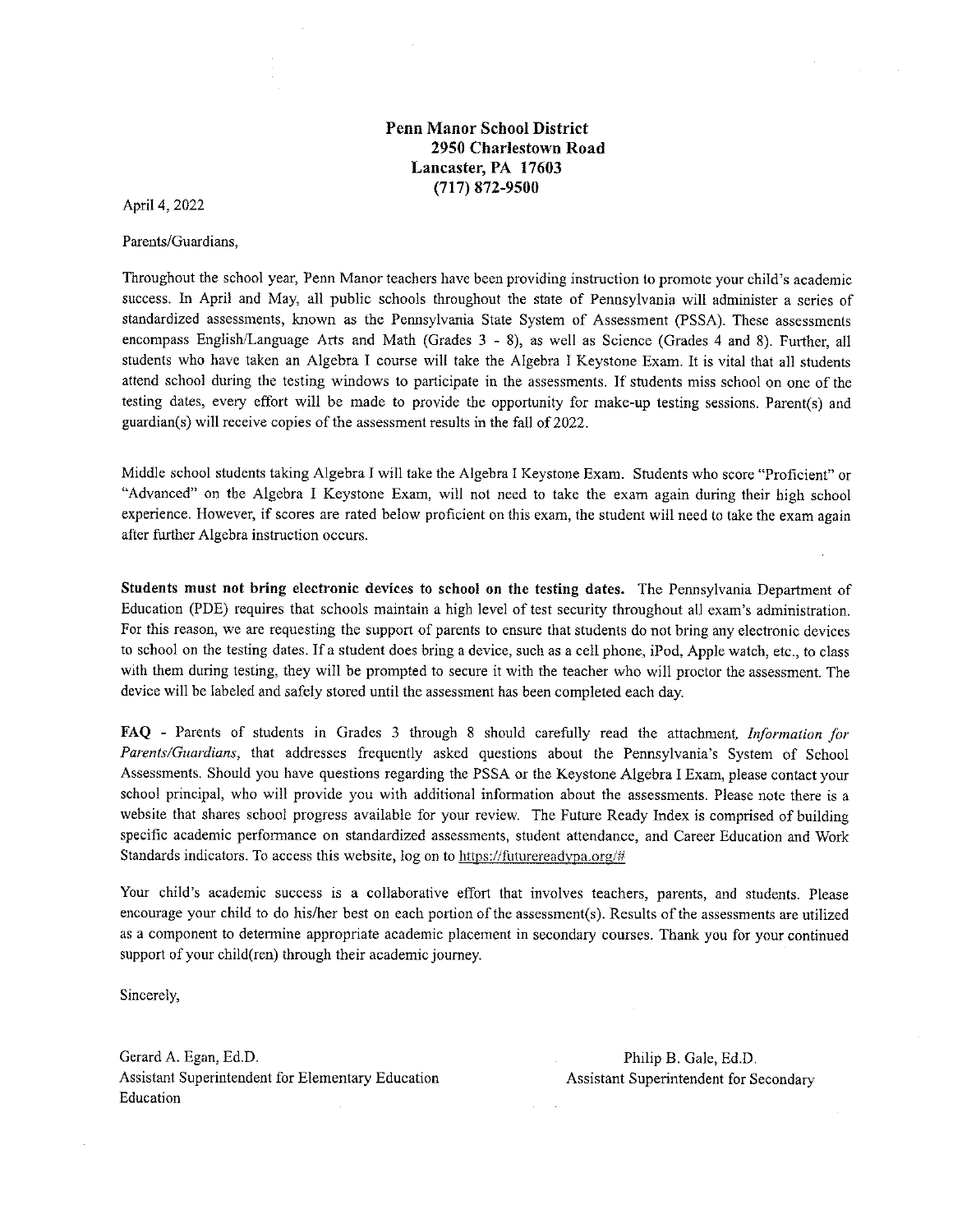**Penn Manor School District**
**2950 Charlestown Road**
**Lancaster, PA 17603**
**(717) 872-9500**

April 4, 2022

Parents/Guardians,

Throughout the school year, Penn Manor teachers have been providing instruction to promote your child's academic success. In April and May, all public schools throughout the state of Pennsylvania will administer a series of standardized assessments, known as the Pennsylvania State System of Assessment (PSSA). These assessments encompass English/Language Arts and Math (Grades 3 - 8), as well as Science (Grades 4 and 8). Further, all students who have taken an Algebra I course will take the Algebra I Keystone Exam. It is vital that all students attend school during the testing windows to participate in the assessments. If students miss school on one of the testing dates, every effort will be made to provide the opportunity for make-up testing sessions. Parent(s) and guardian(s) will receive copies of the assessment results in the fall of 2022.

Middle school students taking Algebra I will take the Algebra I Keystone Exam. Students who score "Proficient" or "Advanced" on the Algebra I Keystone Exam, will not need to take the exam again during their high school experience. However, if scores are rated below proficient on this exam, the student will need to take the exam again after further Algebra instruction occurs.

**Students must not bring electronic devices to school on the testing dates.** The Pennsylvania Department of Education (PDE) requires that schools maintain a high level of test security throughout all exam's administration. For this reason, we are requesting the support of parents to ensure that students do not bring any electronic devices to school on the testing dates. If a student does bring a device, such as a cell phone, iPod, Apple watch, etc., to class with them during testing, they will be prompted to secure it with the teacher who will proctor the assessment. The device will be labeled and safely stored until the assessment has been completed each day.

**FAQ** - Parents of students in Grades 3 through 8 should carefully read the attachment, *Information for Parents/Guardians*, that addresses frequently asked questions about the Pennsylvania's System of School Assessments. Should you have questions regarding the PSSA or the Keystone Algebra I Exam, please contact your school principal, who will provide you with additional information about the assessments. Please note there is a website that shares school progress available for your review. The Future Ready Index is comprised of building specific academic performance on standardized assessments, student attendance, and Career Education and Work Standards indicators. To access this website, log on to https://futurereadypa.org/#

Your child's academic success is a collaborative effort that involves teachers, parents, and students. Please encourage your child to do his/her best on each portion of the assessment(s). Results of the assessments are utilized as a component to determine appropriate academic placement in secondary courses. Thank you for your continued support of your child(ren) through their academic journey.

Sincerely,

Gerard A. Egan, Ed.D.
Assistant Superintendent for Elementary Education

Philip B. Gale, Ed.D.
Assistant Superintendent for Secondary Education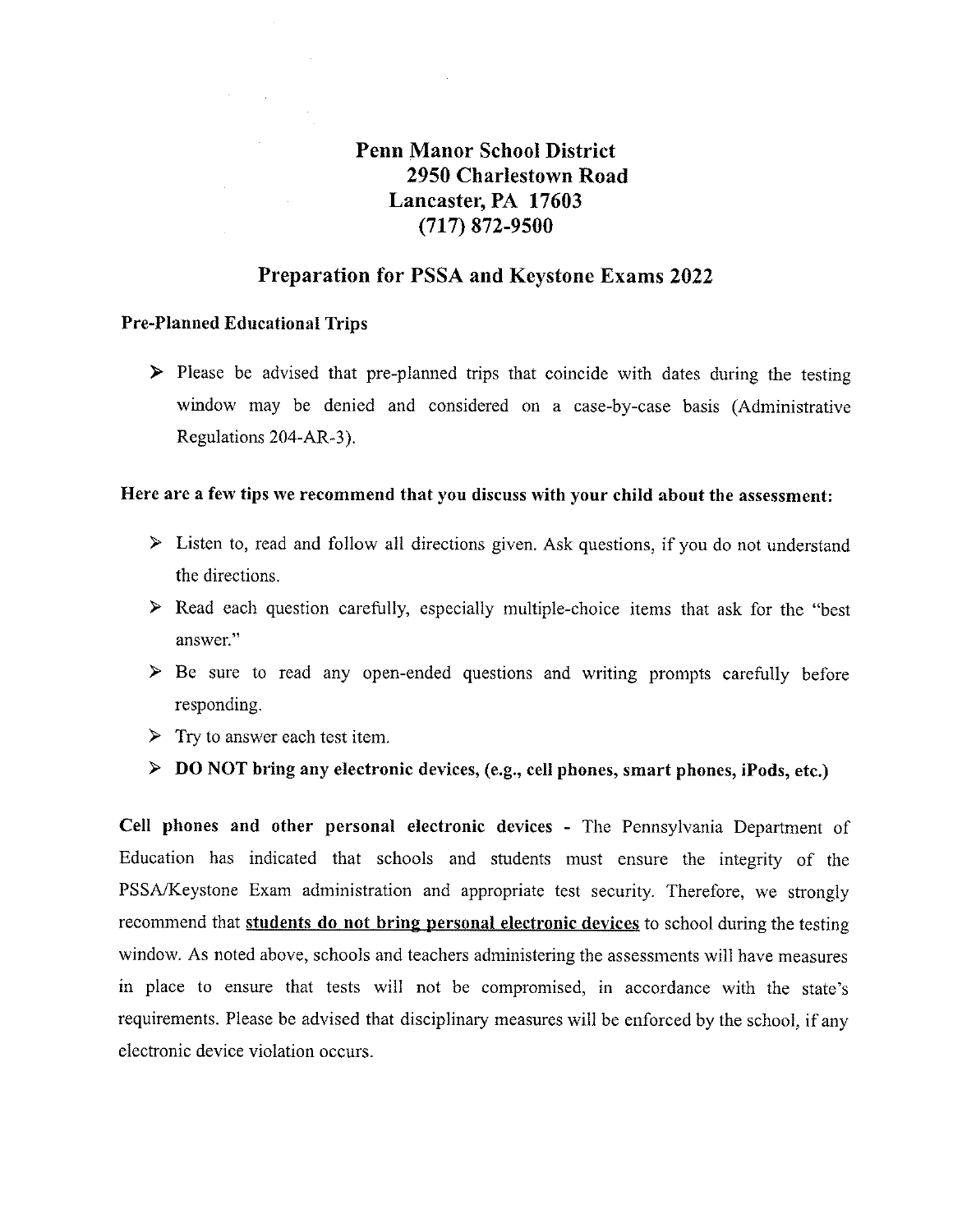**Penn Manor School District**
**2950 Charlestown Road**
**Lancaster, PA 17603**
**(717) 872-9500**

## Preparation for PSSA and Keystone Exams 2022

### Pre-Planned Educational Trips

- Please be advised that pre-planned trips that coincide with dates during the testing window may be denied and considered on a case-by-case basis (Administrative Regulations 204-AR-3).

**Here are a few tips we recommend that you discuss with your child about the assessment:**

- Listen to, read and follow all directions given. Ask questions, if you do not understand the directions.
- Read each question carefully, especially multiple-choice items that ask for the "best answer."
- Be sure to read any open-ended questions and writing prompts carefully before responding.
- Try to answer each test item.
- **DO NOT bring any electronic devices, (e.g., cell phones, smart phones, iPods, etc.)**

**Cell phones and other personal electronic devices** - The Pennsylvania Department of Education has indicated that schools and students must ensure the integrity of the PSSA/Keystone Exam administration and appropriate test security. Therefore, we strongly recommend that **students do not bring personal electronic devices** to school during the testing window. As noted above, schools and teachers administering the assessments will have measures in place to ensure that tests will not be compromised, in accordance with the state's requirements. Please be advised that disciplinary measures will be enforced by the school, if any electronic device violation occurs.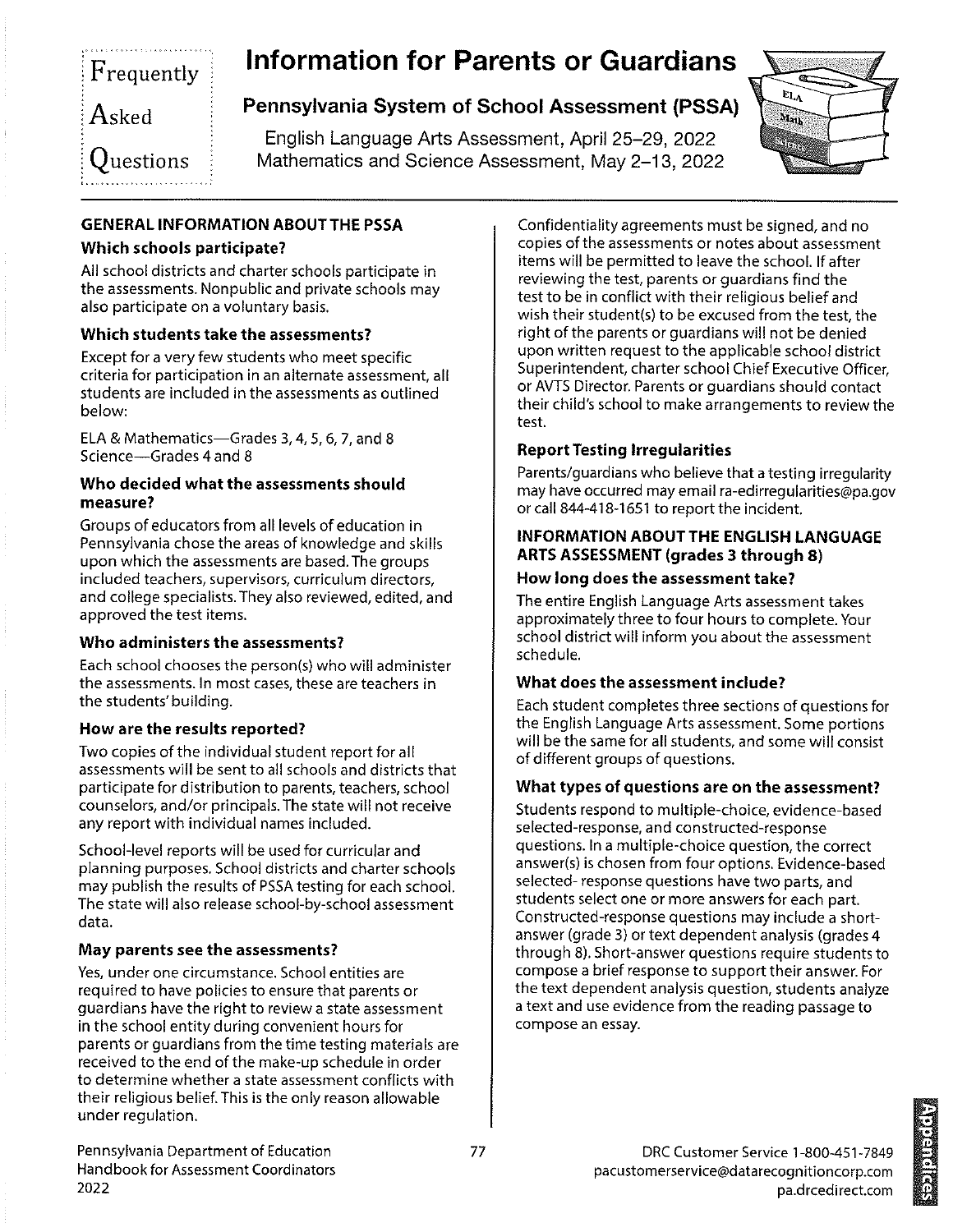# Information for Parents or Guardians

Frequently Asked Questions

## Pennsylvania System of School Assessment (PSSA)

English Language Arts Assessment, April 25–29, 2022
Mathematics and Science Assessment, May 2–13, 2022

## GENERAL INFORMATION ABOUT THE PSSA

### Which schools participate?

All school districts and charter schools participate in the assessments. Nonpublic and private schools may also participate on a voluntary basis.

### Which students take the assessments?

Except for a very few students who meet specific criteria for participation in an alternate assessment, all students are included in the assessments as outlined below:

ELA & Mathematics—Grades 3, 4, 5, 6, 7, and 8
Science—Grades 4 and 8

### Who decided what the assessments should measure?

Groups of educators from all levels of education in Pennsylvania chose the areas of knowledge and skills upon which the assessments are based. The groups included teachers, supervisors, curriculum directors, and college specialists. They also reviewed, edited, and approved the test items.

### Who administers the assessments?

Each school chooses the person(s) who will administer the assessments. In most cases, these are teachers in the students' building.

### How are the results reported?

Two copies of the individual student report for all assessments will be sent to all schools and districts that participate for distribution to parents, teachers, school counselors, and/or principals. The state will not receive any report with individual names included.

School-level reports will be used for curricular and planning purposes. School districts and charter schools may publish the results of PSSA testing for each school. The state will also release school-by-school assessment data.

### May parents see the assessments?

Yes, under one circumstance. School entities are required to have policies to ensure that parents or guardians have the right to review a state assessment in the school entity during convenient hours for parents or guardians from the time testing materials are received to the end of the make-up schedule in order to determine whether a state assessment conflicts with their religious belief. This is the only reason allowable under regulation. Confidentiality agreements must be signed, and no copies of the assessments or notes about assessment items will be permitted to leave the school. If after reviewing the test, parents or guardians find the test to be in conflict with their religious belief and wish their student(s) to be excused from the test, the right of the parents or guardians will not be denied upon written request to the applicable school district Superintendent, charter school Chief Executive Officer, or AVTS Director. Parents or guardians should contact their child's school to make arrangements to review the test.

### Report Testing Irregularities

Parents/guardians who believe that a testing irregularity may have occurred may email ra-edirregularities@pa.gov or call 844-418-1651 to report the incident.

## INFORMATION ABOUT THE ENGLISH LANGUAGE ARTS ASSESSMENT (grades 3 through 8)

### How long does the assessment take?

The entire English Language Arts assessment takes approximately three to four hours to complete. Your school district will inform you about the assessment schedule.

### What does the assessment include?

Each student completes three sections of questions for the English Language Arts assessment. Some portions will be the same for all students, and some will consist of different groups of questions.

### What types of questions are on the assessment?

Students respond to multiple-choice, evidence-based selected-response, and constructed-response questions. In a multiple-choice question, the correct answer(s) is chosen from four options. Evidence-based selected- response questions have two parts, and students select one or more answers for each part. Constructed-response questions may include a short-answer (grade 3) or text dependent analysis (grades 4 through 8). Short-answer questions require students to compose a brief response to support their answer. For the text dependent analysis question, students analyze a text and use evidence from the reading passage to compose an essay.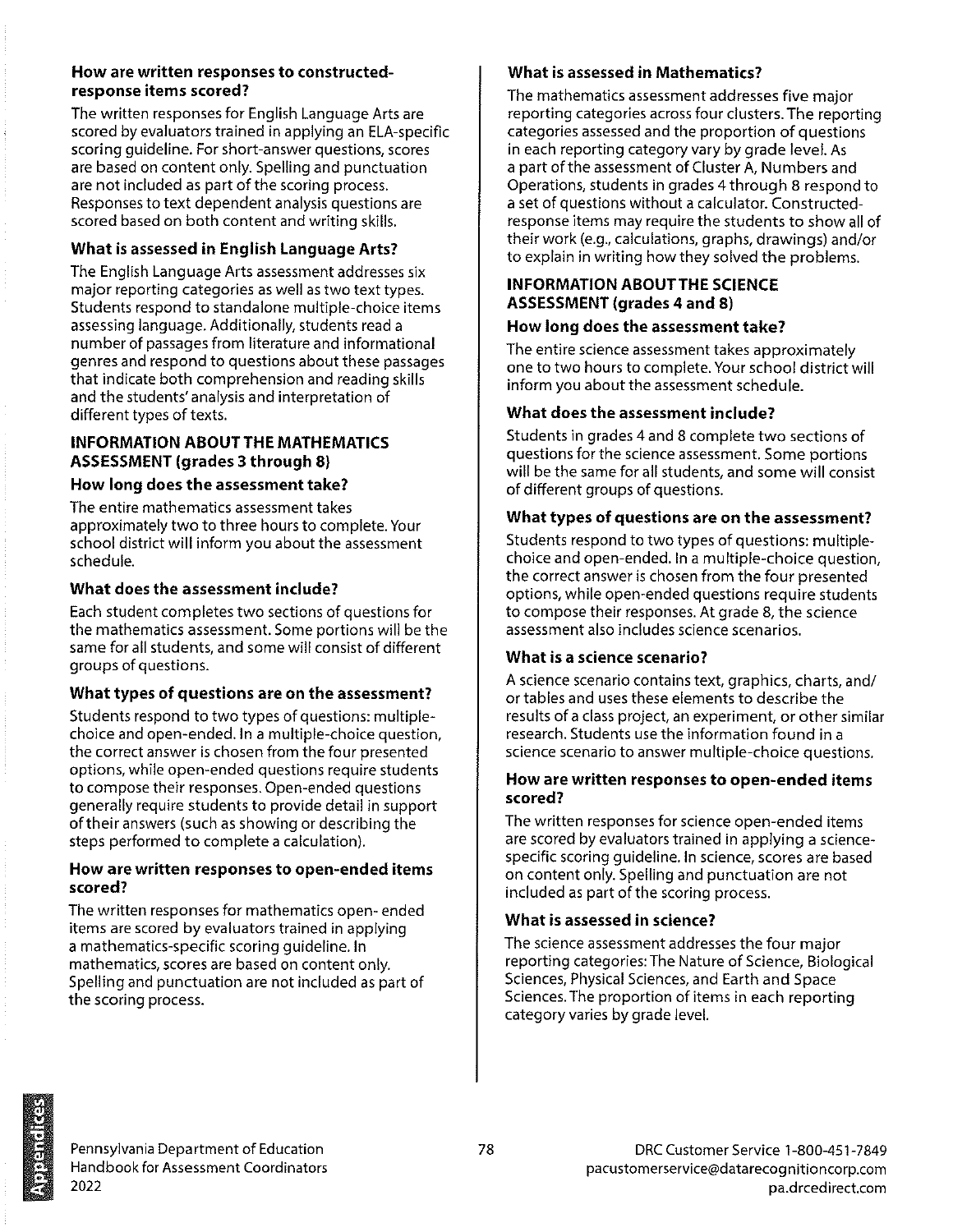### How are written responses to constructed-response items scored?

The written responses for English Language Arts are scored by evaluators trained in applying an ELA-specific scoring guideline. For short-answer questions, scores are based on content only. Spelling and punctuation are not included as part of the scoring process. Responses to text dependent analysis questions are scored based on both content and writing skills.

### What is assessed in English Language Arts?

The English Language Arts assessment addresses six major reporting categories as well as two text types. Students respond to standalone multiple-choice items assessing language. Additionally, students read a number of passages from literature and informational genres and respond to questions about these passages that indicate both comprehension and reading skills and the students' analysis and interpretation of different types of texts.

## INFORMATION ABOUT THE MATHEMATICS ASSESSMENT (grades 3 through 8)

### How long does the assessment take?

The entire mathematics assessment takes approximately two to three hours to complete. Your school district will inform you about the assessment schedule.

### What does the assessment include?

Each student completes two sections of questions for the mathematics assessment. Some portions will be the same for all students, and some will consist of different groups of questions.

### What types of questions are on the assessment?

Students respond to two types of questions: multiple-choice and open-ended. In a multiple-choice question, the correct answer is chosen from the four presented options, while open-ended questions require students to compose their responses. Open-ended questions generally require students to provide detail in support of their answers (such as showing or describing the steps performed to complete a calculation).

### How are written responses to open-ended items scored?

The written responses for mathematics open- ended items are scored by evaluators trained in applying a mathematics-specific scoring guideline. In mathematics, scores are based on content only. Spelling and punctuation are not included as part of the scoring process.

### What is assessed in Mathematics?

The mathematics assessment addresses five major reporting categories across four clusters. The reporting categories assessed and the proportion of questions in each reporting category vary by grade level. As a part of the assessment of Cluster A, Numbers and Operations, students in grades 4 through 8 respond to a set of questions without a calculator. Constructed-response items may require the students to show all of their work (e.g., calculations, graphs, drawings) and/or to explain in writing how they solved the problems.

## INFORMATION ABOUT THE SCIENCE ASSESSMENT (grades 4 and 8)

### How long does the assessment take?

The entire science assessment takes approximately one to two hours to complete. Your school district will inform you about the assessment schedule.

### What does the assessment include?

Students in grades 4 and 8 complete two sections of questions for the science assessment. Some portions will be the same for all students, and some will consist of different groups of questions.

### What types of questions are on the assessment?

Students respond to two types of questions: multiple-choice and open-ended. In a multiple-choice question, the correct answer is chosen from the four presented options, while open-ended questions require students to compose their responses. At grade 8, the science assessment also includes science scenarios.

### What is a science scenario?

A science scenario contains text, graphics, charts, and/or tables and uses these elements to describe the results of a class project, an experiment, or other similar research. Students use the information found in a science scenario to answer multiple-choice questions.

### How are written responses to open-ended items scored?

The written responses for science open-ended items are scored by evaluators trained in applying a science-specific scoring guideline. In science, scores are based on content only. Spelling and punctuation are not included as part of the scoring process.

### What is assessed in science?

The science assessment addresses the four major reporting categories: The Nature of Science, Biological Sciences, Physical Sciences, and Earth and Space Sciences. The proportion of items in each reporting category varies by grade level.